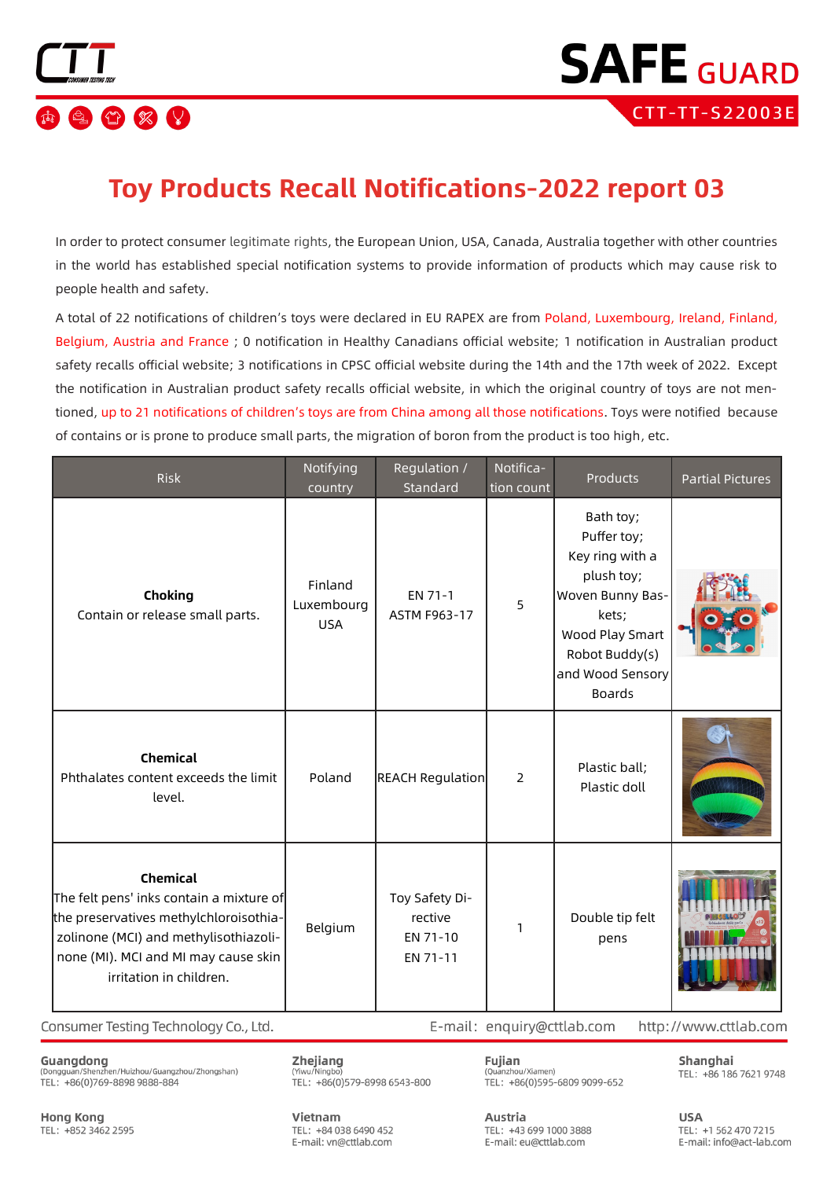# Toy Products Recall Notifications-2022 report 03

In order to protect consumer legitimate rights, the European Union, USA, Canada, Australia together with other countries in the world has established special notification systems to provide information of products which may cause risk to people health and safety.

A total of 22 notifications of children's toys were declared in EU RAPEX are from Poland, Luxembourg, Ireland, Finland, Belgium, Austria and France ; 0 notification in Healthy Canadians official website; 1 notification in Australian product safety recalls official website; 3 notifications in CPSC official website during the 14th and the 17th week of 2022. Except the notification in Australian product safety recalls official website, in which the original country of toys are not mentioned, up to 21 notifications of children's toys are from China among all those notifications. Toys were notified because of contains or is prone to produce small parts, the migration of boron from the product is too high, etc.

| Risk | Notifying country | Regulation / Standard | Notification count | Products | Partial Pictures |
|---|---|---|---|---|---|
| **Choking**<br>Contain or release small parts. | Finland<br>Luxembourg<br>USA | EN 71-1<br>ASTM F963-17 | 5 | Bath toy;<br>Puffer toy;<br>Key ring with a plush toy;<br>Woven Bunny Baskets;<br>Wood Play Smart Robot Buddy(s) and Wood Sensory Boards | |
| **Chemical**<br>Phthalates content exceeds the limit level. | Poland | REACH Regulation | 2 | Plastic ball;<br>Plastic doll | |
| **Chemical**<br>The felt pens' inks contain a mixture of the preservatives methylchloroisothiazolinone (MCI) and methylisothiazolinone (MI). MCI and MI may cause skin irritation in children. | Belgium | Toy Safety Directive<br>EN 71-10<br>EN 71-11 | 1 | Double tip felt pens | |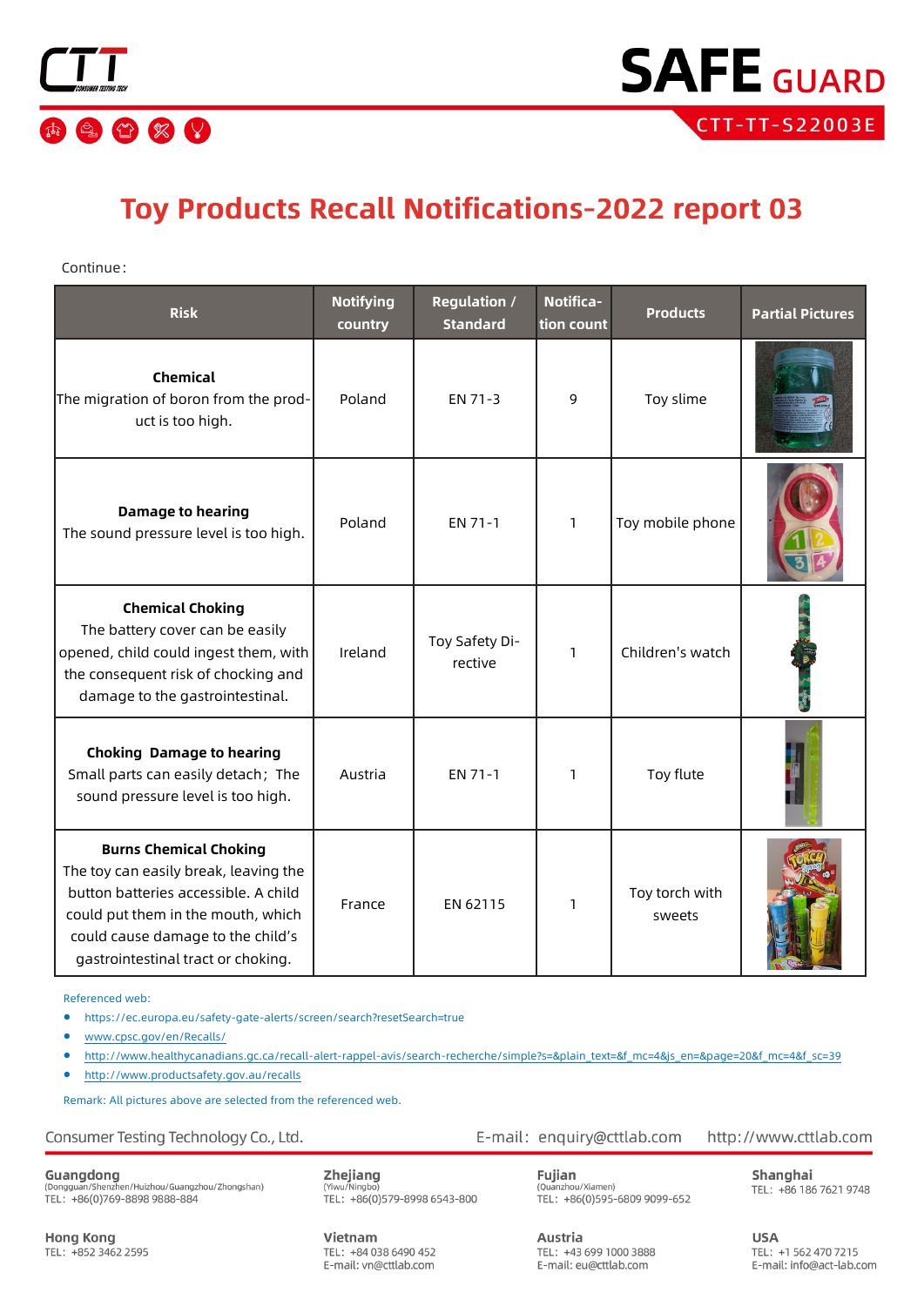# Toy Products Recall Notifications-2022 report 03

Continue：

| Risk | Notifying country | Regulation / Standard | Notification count | Products | Partial Pictures |
|---|---|---|---|---|---|
| **Chemical** The migration of boron from the product is too high. | Poland | EN 71-3 | 9 | Toy slime | |
| **Damage to hearing** The sound pressure level is too high. | Poland | EN 71-1 | 1 | Toy mobile phone | |
| **Chemical Choking** The battery cover can be easily opened, child could ingest them, with the consequent risk of chocking and damage to the gastrointestinal. | Ireland | Toy Safety Directive | 1 | Children's watch | |
| **Choking Damage to hearing** Small parts can easily detach；The sound pressure level is too high. | Austria | EN 71-1 | 1 | Toy flute | |
| **Burns Chemical Choking** The toy can easily break, leaving the button batteries accessible. A child could put them in the mouth, which could cause damage to the child's gastrointestinal tract or choking. | France | EN 62115 | 1 | Toy torch with sweets | |

Referenced web:

- https://ec.europa.eu/safety-gate-alerts/screen/search?resetSearch=true
- www.cpsc.gov/en/Recalls/
- http://www.healthycanadians.gc.ca/recall-alert-rappel-avis/search-recherche/simple?s=&plain_text=&f_mc=4&js_en=&page=20&f_mc=4&f_sc=39
- http://www.productsafety.gov.au/recalls

Remark: All pictures above are selected from the referenced web.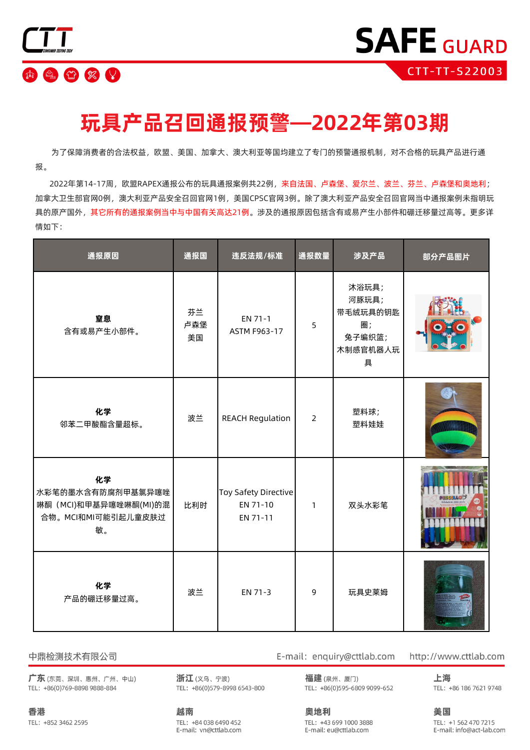# 玩具产品召回通报预警—2022年第03期

为了保障消费者的合法权益，欧盟、美国、加拿大、澳大利亚等国均建立了专门的预警通报机制，对不合格的玩具产品进行通报。

2022年第14-17周，欧盟RAPEX通报公布的玩具通报案例共22例，来自法国、卢森堡、爱尔兰、波兰、芬兰、卢森堡和奥地利；加拿大卫生部官网0例，澳大利亚产品安全召回官网1例，美国CPSC官网3例。除了澳大利亚产品安全召回官网当中通报案例未指明玩具的原产国外，其它所有的通报案例当中与中国有关高达21例。涉及的通报原因包括含有或易产生小部件和硼迁移量过高等。更多详情如下：

| 通报原因 | 通报国 | 违反法规/标准 | 通报数量 | 涉及产品 | 部分产品图片 |
|---|---|---|---|---|---|
| **窒息**<br>含有或易产生小部件。 | 芬兰<br>卢森堡<br>美国 | EN 71-1<br>ASTM F963-17 | 5 | 沐浴玩具；<br>河豚玩具；<br>带毛绒玩具的钥匙圈；<br>兔子编织篮；<br>木制感官机器人玩具 | |
| **化学**<br>邻苯二甲酸酯含量超标。 | 波兰 | REACH Regulation | 2 | 塑料球；<br>塑料娃娃 | |
| **化学**<br>水彩笔的墨水含有防腐剂甲基氯异噻唑啉酮（MCI)和甲基异噻唑啉酮(MI)的混合物。MCI和MI可能引起儿童皮肤过敏。 | 比利时 | Toy Safety Directive<br>EN 71-10<br>EN 71-11 | 1 | 双头水彩笔 | |
| **化学**<br>产品的硼迁移量过高。 | 波兰 | EN 71-3 | 9 | 玩具史莱姆 | |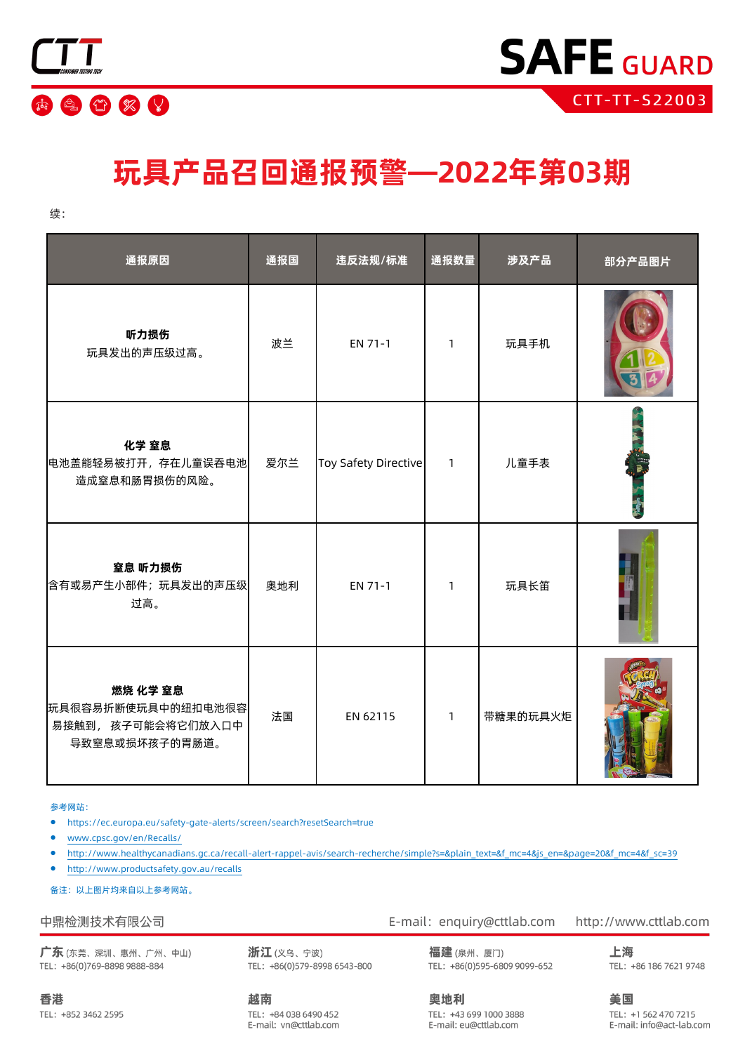# 玩具产品召回通报预警—2022年第03期

续：

| 通报原因 | 通报国 | 违反法规/标准 | 通报数量 | 涉及产品 | 部分产品图片 |
| --- | --- | --- | --- | --- | --- |
| **听力损伤**<br>玩具发出的声压级过高。 | 波兰 | EN 71-1 | 1 | 玩具手机 | |
| **化学 窒息**<br>电池盖能轻易被打开，存在儿童误吞电池造成窒息和肠胃损伤的风险。 | 爱尔兰 | Toy Safety Directive | 1 | 儿童手表 | |
| **窒息 听力损伤**<br>含有或易产生小部件；玩具发出的声压级过高。 | 奥地利 | EN 71-1 | 1 | 玩具长笛 | |
| **燃烧 化学 窒息**<br>玩具很容易折断使玩具中的纽扣电池很容易接触到， 孩子可能会将它们放入口中导致窒息或损坏孩子的胃肠道。 | 法国 | EN 62115 | 1 | 带糖果的玩具火炬 | |

参考网站：

- https://ec.europa.eu/safety-gate-alerts/screen/search?resetSearch=true
- www.cpsc.gov/en/Recalls/
- http://www.healthycanadians.gc.ca/recall-alert-rappel-avis/search-recherche/simple?s=&plain_text=&f_mc=4&js_en=&page=20&f_mc=4&f_sc=39
- http://www.productsafety.gov.au/recalls

备注：以上图片均来自以上参考网站。

中鼎检测技术有限公司　　E-mail：enquiry@cttlab.com　　http://www.cttlab.com

**广东** (东莞、深圳、惠州、广州、中山)
TEL：+86(0)769-8898 9888-884

**浙江** (义乌、宁波)
TEL：+86(0)579-8998 6543-800

**福建** (泉州、厦门)
TEL：+86(0)595-6809 9099-652

**上海**
TEL：+86 186 7621 9748

**香港**
TEL：+852 3462 2595

**越南**
TEL：+84 038 6490 452
E-mail：vn@cttlab.com

**奥地利**
TEL：+43 699 1000 3888
E-mail：eu@cttlab.com

**美国**
TEL：+1 562 470 7215
E-mail：info@act-lab.com